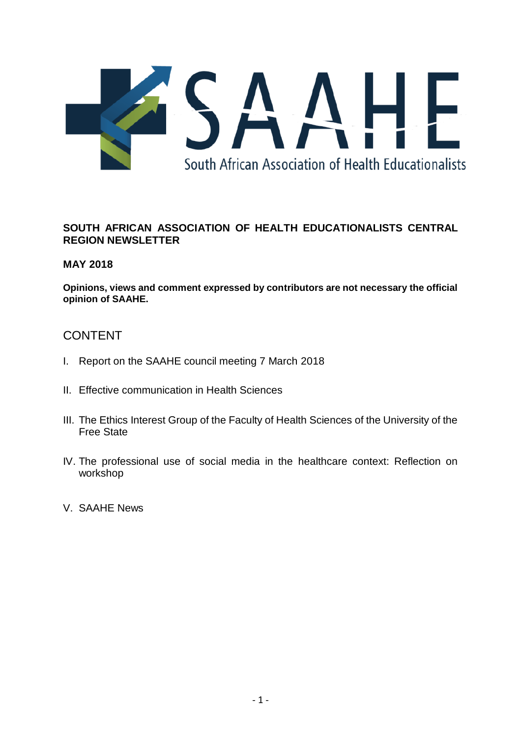SAAHE

South African Association of Health Educationalists

**SOUTH AFRICAN ASSOCIATION OF HEALTH EDUCATIONALISTS CENTRAL REGION NEWSLETTER**

**MAY 2018**

**Opinions, views and comment expressed by contributors are not necessary the official opinion of SAAHE.**

## CONTENT

I. Report on the SAAHE council meeting 7 March 2018

II. Effective communication in Health Sciences

III. The Ethics Interest Group of the Faculty of Health Sciences of the University of the Free State

IV. The professional use of social media in the healthcare context: Reflection on workshop

V. SAAHE News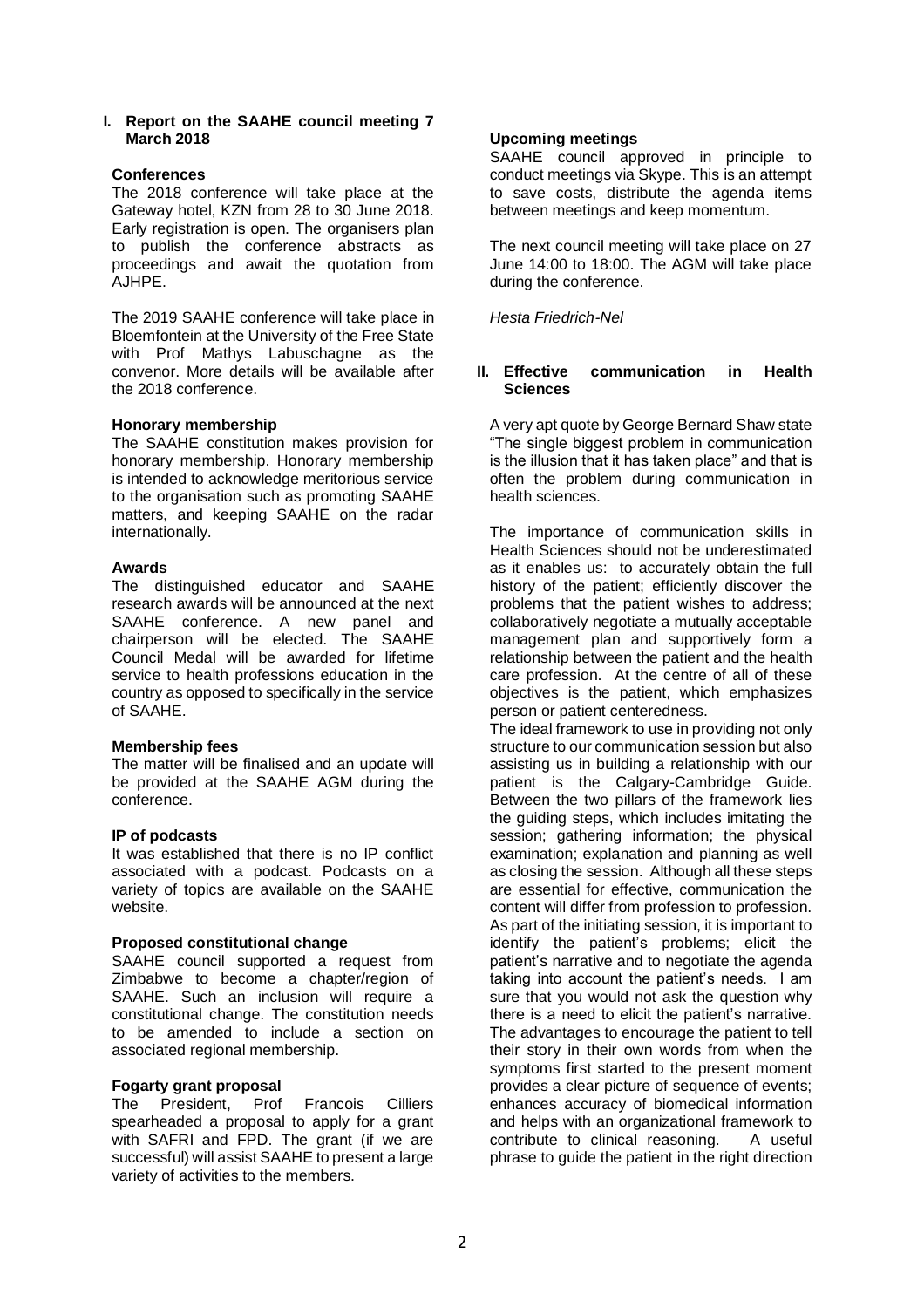## I. Report on the SAAHE council meeting 7 March 2018

### Conferences

The 2018 conference will take place at the Gateway hotel, KZN from 28 to 30 June 2018. Early registration is open. The organisers plan to publish the conference abstracts as proceedings and await the quotation from AJHPE.

The 2019 SAAHE conference will take place in Bloemfontein at the University of the Free State with Prof Mathys Labuschagne as the convenor. More details will be available after the 2018 conference.

### Honorary membership

The SAAHE constitution makes provision for honorary membership. Honorary membership is intended to acknowledge meritorious service to the organisation such as promoting SAAHE matters, and keeping SAAHE on the radar internationally.

### Awards

The distinguished educator and SAAHE research awards will be announced at the next SAAHE conference. A new panel and chairperson will be elected. The SAAHE Council Medal will be awarded for lifetime service to health professions education in the country as opposed to specifically in the service of SAAHE.

### Membership fees

The matter will be finalised and an update will be provided at the SAAHE AGM during the conference.

### IP of podcasts

It was established that there is no IP conflict associated with a podcast. Podcasts on a variety of topics are available on the SAAHE website.

### Proposed constitutional change

SAAHE council supported a request from Zimbabwe to become a chapter/region of SAAHE. Such an inclusion will require a constitutional change. The constitution needs to be amended to include a section on associated regional membership.

### Fogarty grant proposal

The President, Prof Francois Cilliers spearheaded a proposal to apply for a grant with SAFRI and FPD. The grant (if we are successful) will assist SAAHE to present a large variety of activities to the members.

### Upcoming meetings

SAAHE council approved in principle to conduct meetings via Skype. This is an attempt to save costs, distribute the agenda items between meetings and keep momentum.

The next council meeting will take place on 27 June 14:00 to 18:00. The AGM will take place during the conference.

*Hesta Friedrich-Nel*

## II. Effective communication in Health Sciences

A very apt quote by George Bernard Shaw state "The single biggest problem in communication is the illusion that it has taken place" and that is often the problem during communication in health sciences.

The importance of communication skills in Health Sciences should not be underestimated as it enables us: to accurately obtain the full history of the patient; efficiently discover the problems that the patient wishes to address; collaboratively negotiate a mutually acceptable management plan and supportively form a relationship between the patient and the health care profession. At the centre of all of these objectives is the patient, which emphasizes person or patient centeredness.

The ideal framework to use in providing not only structure to our communication session but also assisting us in building a relationship with our patient is the Calgary-Cambridge Guide. Between the two pillars of the framework lies the guiding steps, which includes imitating the session; gathering information; the physical examination; explanation and planning as well as closing the session. Although all these steps are essential for effective, communication the content will differ from profession to profession. As part of the initiating session, it is important to identify the patient's problems; elicit the patient's narrative and to negotiate the agenda taking into account the patient's needs. I am sure that you would not ask the question why there is a need to elicit the patient's narrative. The advantages to encourage the patient to tell their story in their own words from when the symptoms first started to the present moment provides a clear picture of sequence of events; enhances accuracy of biomedical information and helps with an organizational framework to contribute to clinical reasoning. A useful phrase to guide the patient in the right direction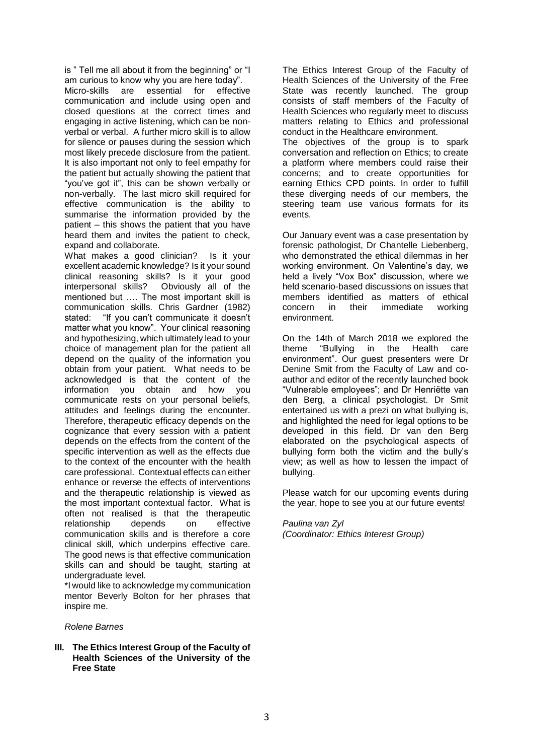is " Tell me all about it from the beginning" or "I am curious to know why you are here today".

Micro-skills are essential for effective communication and include using open and closed questions at the correct times and engaging in active listening, which can be non-verbal or verbal. A further micro skill is to allow for silence or pauses during the session which most likely precede disclosure from the patient. It is also important not only to feel empathy for the patient but actually showing the patient that "you've got it", this can be shown verbally or non-verbally. The last micro skill required for effective communication is the ability to summarise the information provided by the patient – this shows the patient that you have heard them and invites the patient to check, expand and collaborate.

What makes a good clinician? Is it your excellent academic knowledge? Is it your sound clinical reasoning skills? Is it your good interpersonal skills? Obviously all of the mentioned but …. The most important skill is communication skills. Chris Gardner (1982) stated: "If you can't communicate it doesn't matter what you know". Your clinical reasoning and hypothesizing, which ultimately lead to your choice of management plan for the patient all depend on the quality of the information you obtain from your patient. What needs to be acknowledged is that the content of the information you obtain and how you communicate rests on your personal beliefs, attitudes and feelings during the encounter. Therefore, therapeutic efficacy depends on the cognizance that every session with a patient depends on the effects from the content of the specific intervention as well as the effects due to the context of the encounter with the health care professional. Contextual effects can either enhance or reverse the effects of interventions and the therapeutic relationship is viewed as the most important contextual factor. What is often not realised is that the therapeutic relationship depends on effective communication skills and is therefore a core clinical skill, which underpins effective care. The good news is that effective communication skills can and should be taught, starting at undergraduate level.

*I would like to acknowledge my communication mentor Beverly Bolton for her phrases that inspire me.

*Rolene Barnes*

## III. The Ethics Interest Group of the Faculty of Health Sciences of the University of the Free State

The Ethics Interest Group of the Faculty of Health Sciences of the University of the Free State was recently launched. The group consists of staff members of the Faculty of Health Sciences who regularly meet to discuss matters relating to Ethics and professional conduct in the Healthcare environment.

The objectives of the group is to spark conversation and reflection on Ethics; to create a platform where members could raise their concerns; and to create opportunities for earning Ethics CPD points. In order to fulfill these diverging needs of our members, the steering team use various formats for its events.

Our January event was a case presentation by forensic pathologist, Dr Chantelle Liebenberg, who demonstrated the ethical dilemmas in her working environment. On Valentine's day, we held a lively "Vox Box" discussion, where we held scenario-based discussions on issues that members identified as matters of ethical concern in their immediate working environment.

On the 14th of March 2018 we explored the theme "Bullying in the Health care environment". Our guest presenters were Dr Denine Smit from the Faculty of Law and co-author and editor of the recently launched book "Vulnerable employees"; and Dr Henriëtte van den Berg, a clinical psychologist. Dr Smit entertained us with a prezi on what bullying is, and highlighted the need for legal options to be developed in this field. Dr van den Berg elaborated on the psychological aspects of bullying form both the victim and the bully's view; as well as how to lessen the impact of bullying.

Please watch for our upcoming events during the year, hope to see you at our future events!

*Paulina van Zyl*
*(Coordinator: Ethics Interest Group)*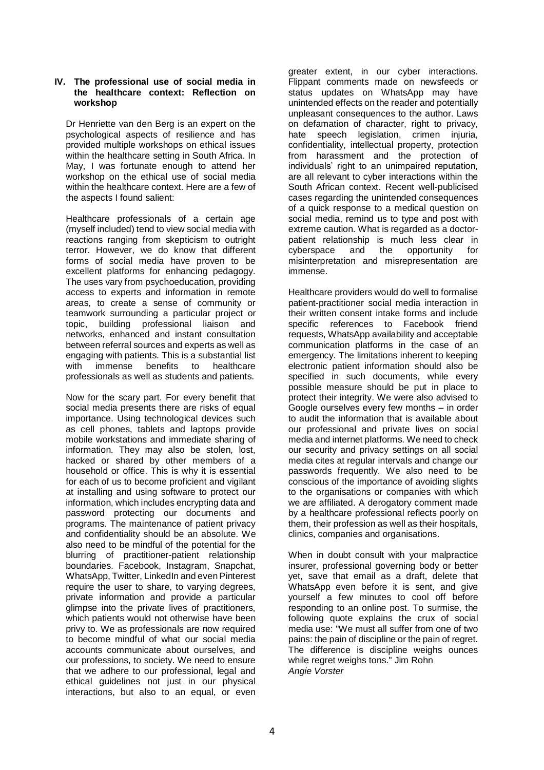## IV. The professional use of social media in the healthcare context: Reflection on workshop

Dr Henriette van den Berg is an expert on the psychological aspects of resilience and has provided multiple workshops on ethical issues within the healthcare setting in South Africa. In May, I was fortunate enough to attend her workshop on the ethical use of social media within the healthcare context. Here are a few of the aspects I found salient:

Healthcare professionals of a certain age (myself included) tend to view social media with reactions ranging from skepticism to outright terror. However, we do know that different forms of social media have proven to be excellent platforms for enhancing pedagogy. The uses vary from psychoeducation, providing access to experts and information in remote areas, to create a sense of community or teamwork surrounding a particular project or topic, building professional liaison and networks, enhanced and instant consultation between referral sources and experts as well as engaging with patients. This is a substantial list with immense benefits to healthcare professionals as well as students and patients.

Now for the scary part. For every benefit that social media presents there are risks of equal importance. Using technological devices such as cell phones, tablets and laptops provide mobile workstations and immediate sharing of information. They may also be stolen, lost, hacked or shared by other members of a household or office. This is why it is essential for each of us to become proficient and vigilant at installing and using software to protect our information, which includes encrypting data and password protecting our documents and programs. The maintenance of patient privacy and confidentiality should be an absolute. We also need to be mindful of the potential for the blurring of practitioner-patient relationship boundaries. Facebook, Instagram, Snapchat, WhatsApp, Twitter, LinkedIn and even Pinterest require the user to share, to varying degrees, private information and provide a particular glimpse into the private lives of practitioners, which patients would not otherwise have been privy to. We as professionals are now required to become mindful of what our social media accounts communicate about ourselves, and our professions, to society. We need to ensure that we adhere to our professional, legal and ethical guidelines not just in our physical interactions, but also to an equal, or even greater extent, in our cyber interactions. Flippant comments made on newsfeeds or status updates on WhatsApp may have unintended effects on the reader and potentially unpleasant consequences to the author. Laws on defamation of character, right to privacy, hate speech legislation, crimen injuria, confidentiality, intellectual property, protection from harassment and the protection of individuals' right to an unimpaired reputation, are all relevant to cyber interactions within the South African context. Recent well-publicised cases regarding the unintended consequences of a quick response to a medical question on social media, remind us to type and post with extreme caution. What is regarded as a doctor-patient relationship is much less clear in cyberspace and the opportunity for misinterpretation and misrepresentation are immense.

Healthcare providers would do well to formalise patient-practitioner social media interaction in their written consent intake forms and include specific references to Facebook friend requests, WhatsApp availability and acceptable communication platforms in the case of an emergency. The limitations inherent to keeping electronic patient information should also be specified in such documents, while every possible measure should be put in place to protect their integrity. We were also advised to Google ourselves every few months – in order to audit the information that is available about our professional and private lives on social media and internet platforms. We need to check our security and privacy settings on all social media cites at regular intervals and change our passwords frequently. We also need to be conscious of the importance of avoiding slights to the organisations or companies with which we are affiliated. A derogatory comment made by a healthcare professional reflects poorly on them, their profession as well as their hospitals, clinics, companies and organisations.

When in doubt consult with your malpractice insurer, professional governing body or better yet, save that email as a draft, delete that WhatsApp even before it is sent, and give yourself a few minutes to cool off before responding to an online post. To surmise, the following quote explains the crux of social media use: "We must all suffer from one of two pains: the pain of discipline or the pain of regret. The difference is discipline weighs ounces while regret weighs tons." Jim Rohn

*Angie Vorster*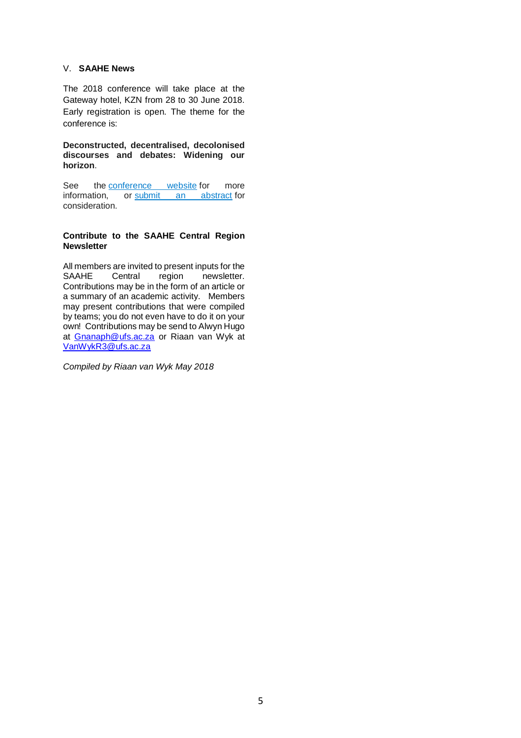## V. SAAHE News

The 2018 conference will take place at the Gateway hotel, KZN from 28 to 30 June 2018. Early registration is open. The theme for the conference is:

**Deconstructed, decentralised, decolonised discourses and debates: Widening our horizon**.

See the conference website for more information, or submit an abstract for consideration.

### Contribute to the SAAHE Central Region Newsletter

All members are invited to present inputs for the SAAHE Central region newsletter. Contributions may be in the form of an article or a summary of an academic activity. Members may present contributions that were compiled by teams; you do not even have to do it on your own! Contributions may be send to Alwyn Hugo at Gnanaph@ufs.ac.za or Riaan van Wyk at VanWykR3@ufs.ac.za

*Compiled by Riaan van Wyk May 2018*